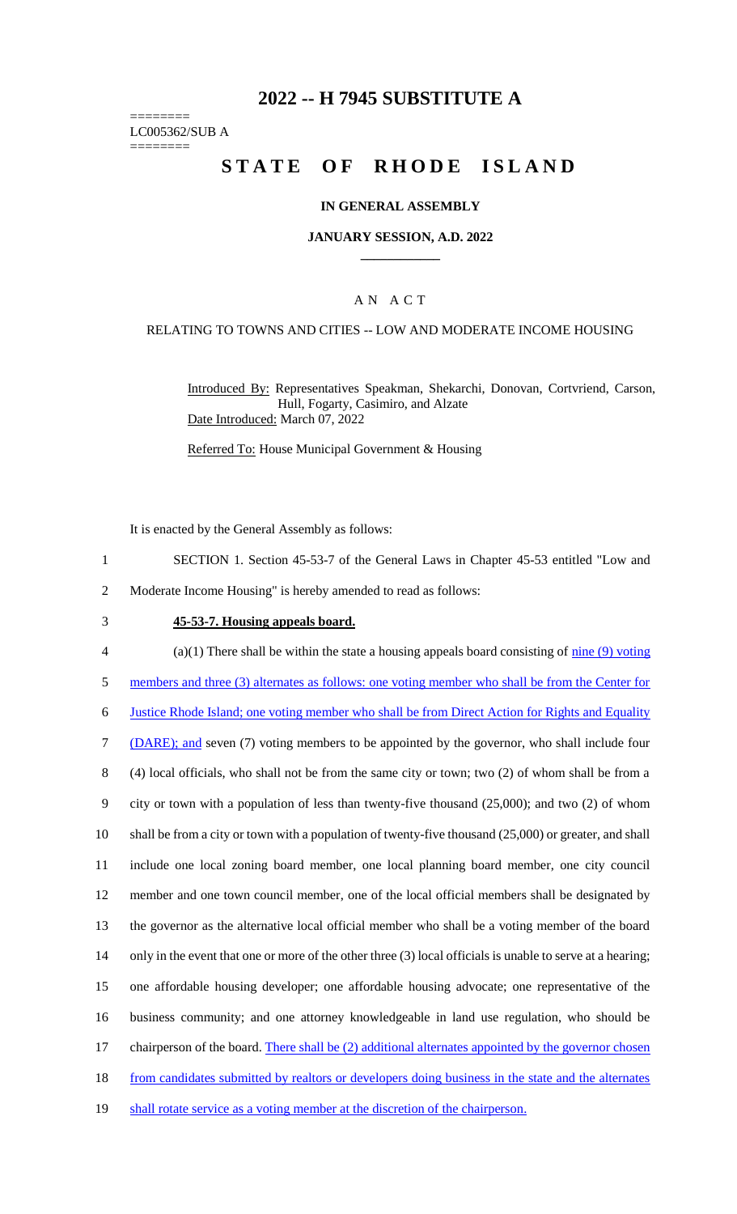# 2022 -- H 7945 SUBSTITUTE A

========
LC005362/SUB A
========

# STATE OF RHODE ISLAND

### IN GENERAL ASSEMBLY

### JANUARY SESSION, A.D. 2022

____________

## A N A C T

### RELATING TO TOWNS AND CITIES -- LOW AND MODERATE INCOME HOUSING

Introduced By: Representatives Speakman, Shekarchi, Donovan, Cortvriend, Carson, Hull, Fogarty, Casimiro, and Alzate

Date Introduced: March 07, 2022

Referred To: House Municipal Government & Housing

It is enacted by the General Assembly as follows:

1 SECTION 1. Section 45-53-7 of the General Laws in Chapter 45-53 entitled "Low and
2 Moderate Income Housing" is hereby amended to read as follows:

3 **45-53-7. Housing appeals board.**

4 (a)(1) There shall be within the state a housing appeals board consisting of nine (9) voting
5 members and three (3) alternates as follows: one voting member who shall be from the Center for
6 Justice Rhode Island; one voting member who shall be from Direct Action for Rights and Equality
7 (DARE); and seven (7) voting members to be appointed by the governor, who shall include four
8 (4) local officials, who shall not be from the same city or town; two (2) of whom shall be from a
9 city or town with a population of less than twenty-five thousand (25,000); and two (2) of whom
10 shall be from a city or town with a population of twenty-five thousand (25,000) or greater, and shall
11 include one local zoning board member, one local planning board member, one city council
12 member and one town council member, one of the local official members shall be designated by
13 the governor as the alternative local official member who shall be a voting member of the board
14 only in the event that one or more of the other three (3) local officials is unable to serve at a hearing;
15 one affordable housing developer; one affordable housing advocate; one representative of the
16 business community; and one attorney knowledgeable in land use regulation, who should be
17 chairperson of the board. There shall be (2) additional alternates appointed by the governor chosen
18 from candidates submitted by realtors or developers doing business in the state and the alternates
19 shall rotate service as a voting member at the discretion of the chairperson.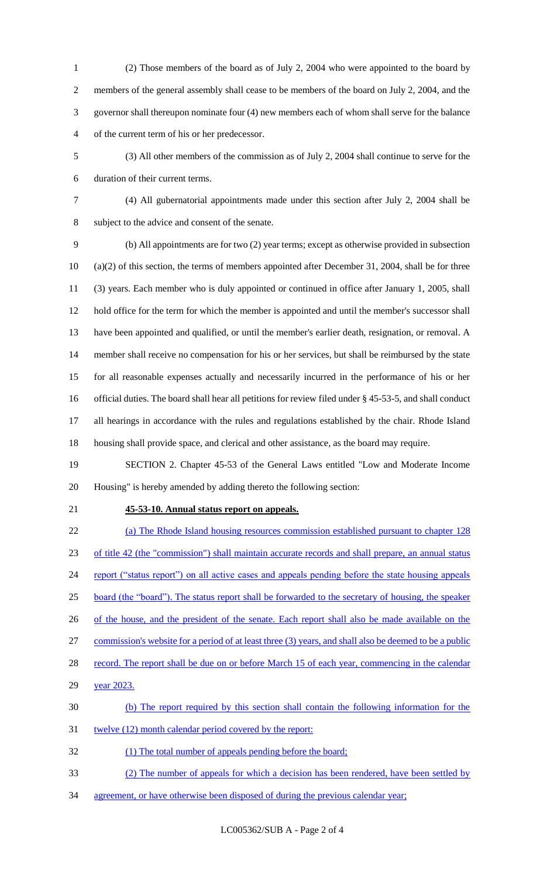(2) Those members of the board as of July 2, 2004 who were appointed to the board by members of the general assembly shall cease to be members of the board on July 2, 2004, and the governor shall thereupon nominate four (4) new members each of whom shall serve for the balance of the current term of his or her predecessor.

(3) All other members of the commission as of July 2, 2004 shall continue to serve for the duration of their current terms.

(4) All gubernatorial appointments made under this section after July 2, 2004 shall be subject to the advice and consent of the senate.

(b) All appointments are for two (2) year terms; except as otherwise provided in subsection (a)(2) of this section, the terms of members appointed after December 31, 2004, shall be for three (3) years. Each member who is duly appointed or continued in office after January 1, 2005, shall hold office for the term for which the member is appointed and until the member's successor shall have been appointed and qualified, or until the member's earlier death, resignation, or removal. A member shall receive no compensation for his or her services, but shall be reimbursed by the state for all reasonable expenses actually and necessarily incurred in the performance of his or her official duties. The board shall hear all petitions for review filed under § 45-53-5, and shall conduct all hearings in accordance with the rules and regulations established by the chair. Rhode Island housing shall provide space, and clerical and other assistance, as the board may require.

SECTION 2. Chapter 45-53 of the General Laws entitled "Low and Moderate Income Housing" is hereby amended by adding thereto the following section:

**45-53-10. Annual status report on appeals.**

(a) The Rhode Island housing resources commission established pursuant to chapter 128 of title 42 (the "commission") shall maintain accurate records and shall prepare, an annual status report ("status report") on all active cases and appeals pending before the state housing appeals board (the "board"). The status report shall be forwarded to the secretary of housing, the speaker of the house, and the president of the senate. Each report shall also be made available on the commission's website for a period of at least three (3) years, and shall also be deemed to be a public record. The report shall be due on or before March 15 of each year, commencing in the calendar year 2023.

(b) The report required by this section shall contain the following information for the twelve (12) month calendar period covered by the report:

(1) The total number of appeals pending before the board;

(2) The number of appeals for which a decision has been rendered, have been settled by agreement, or have otherwise been disposed of during the previous calendar year;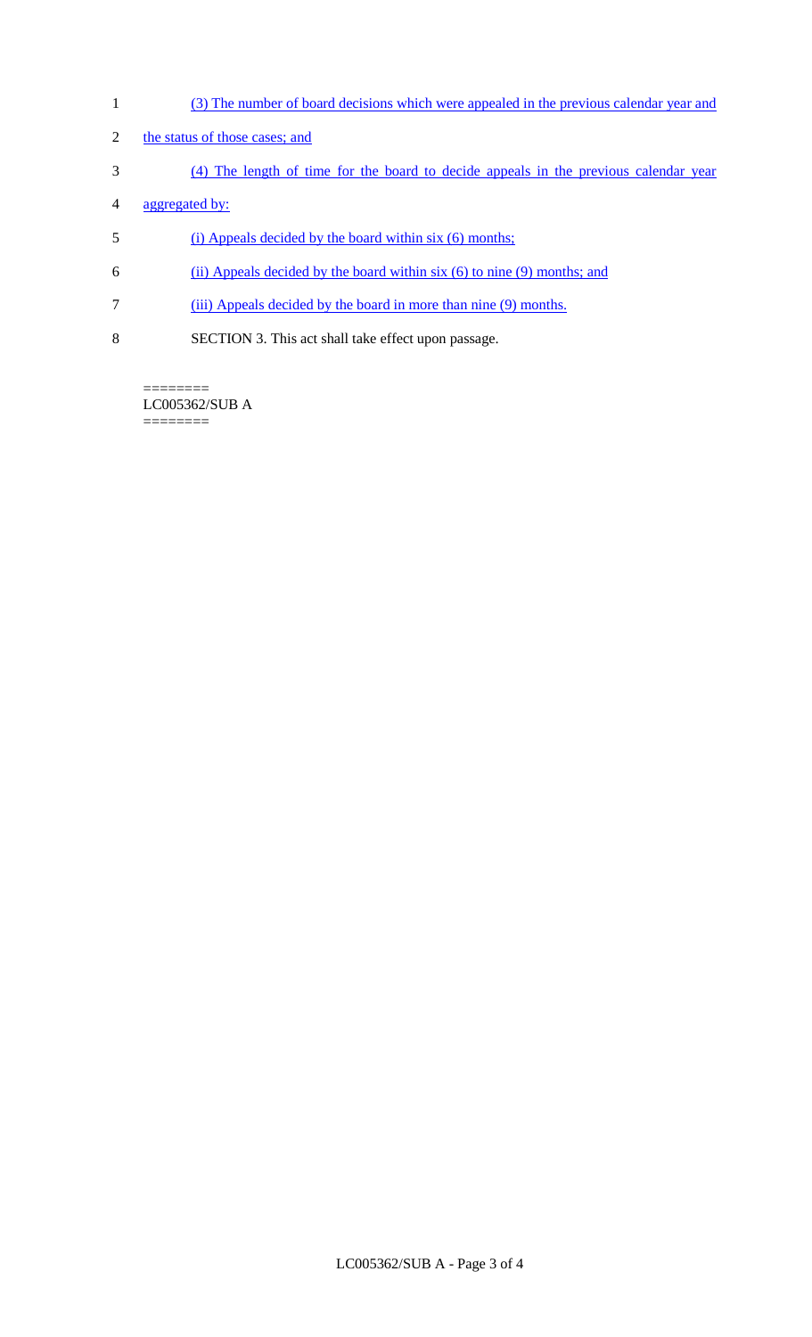(3) The number of board decisions which were appealed in the previous calendar year and the status of those cases; and

(4) The length of time for the board to decide appeals in the previous calendar year aggregated by:

(i) Appeals decided by the board within six (6) months;

(ii) Appeals decided by the board within six (6) to nine (9) months; and

(iii) Appeals decided by the board in more than nine (9) months.

SECTION 3. This act shall take effect upon passage.

========
LC005362/SUB A
========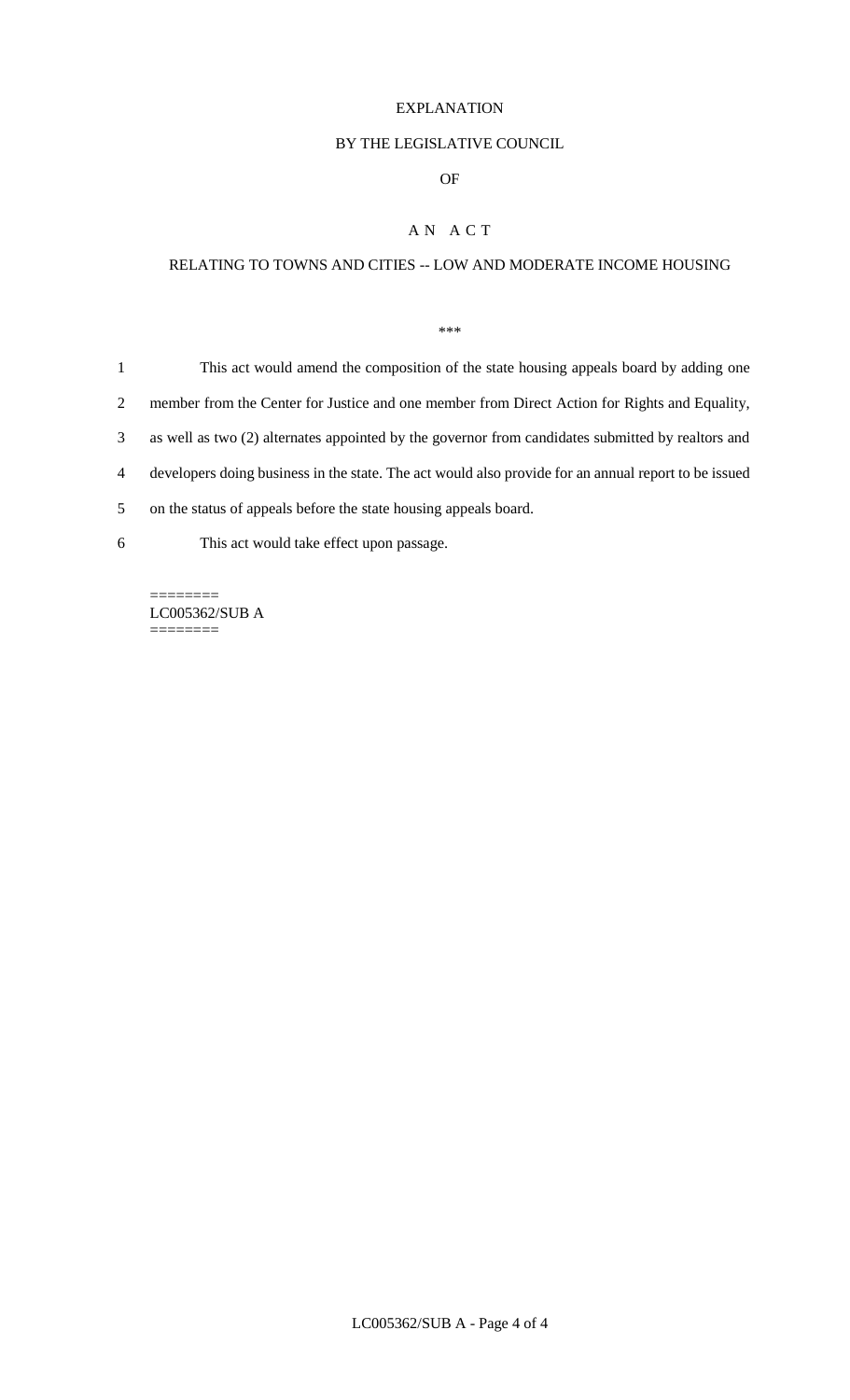EXPLANATION

BY THE LEGISLATIVE COUNCIL

OF

A N A C T

RELATING TO TOWNS AND CITIES -- LOW AND MODERATE INCOME HOUSING

\*\*\*

This act would amend the composition of the state housing appeals board by adding one member from the Center for Justice and one member from Direct Action for Rights and Equality, as well as two (2) alternates appointed by the governor from candidates submitted by realtors and developers doing business in the state. The act would also provide for an annual report to be issued on the status of appeals before the state housing appeals board.

This act would take effect upon passage.

========
LC005362/SUB A
========